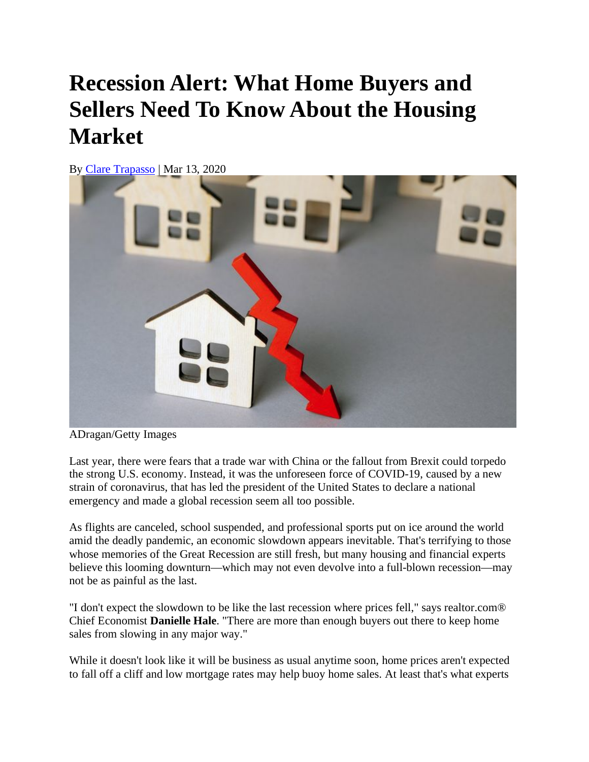# Recession Alert: What Home Buyers and Sellers Need To Know About the Housing Market

By Clare Trapasso | Mar 13, 2020

ADragan/Getty Images

Last year, there were fears that a trade war with China or the fallout from Brexit could torpedo the strong U.S. economy. Instead, it was the unforeseen force of COVID-19, caused by a new strain of coronavirus, that has led the president of the United States to declare a national emergency and made a global recession seem all too possible.

As flights are canceled, school suspended, and professional sports put on ice around the world amid the deadly pandemic, an economic slowdown appears inevitable. That's terrifying to those whose memories of the Great Recession are still fresh, but many housing and financial experts believe this looming downturn—which may not even devolve into a full-blown recession—may not be as painful as the last.

"I don't expect the slowdown to be like the last recession where prices fell," says realtor.com® Chief Economist **Danielle Hale**. "There are more than enough buyers out there to keep home sales from slowing in any major way."

While it doesn't look like it will be business as usual anytime soon, home prices aren't expected to fall off a cliff and low mortgage rates may help buoy home sales. At least that's what experts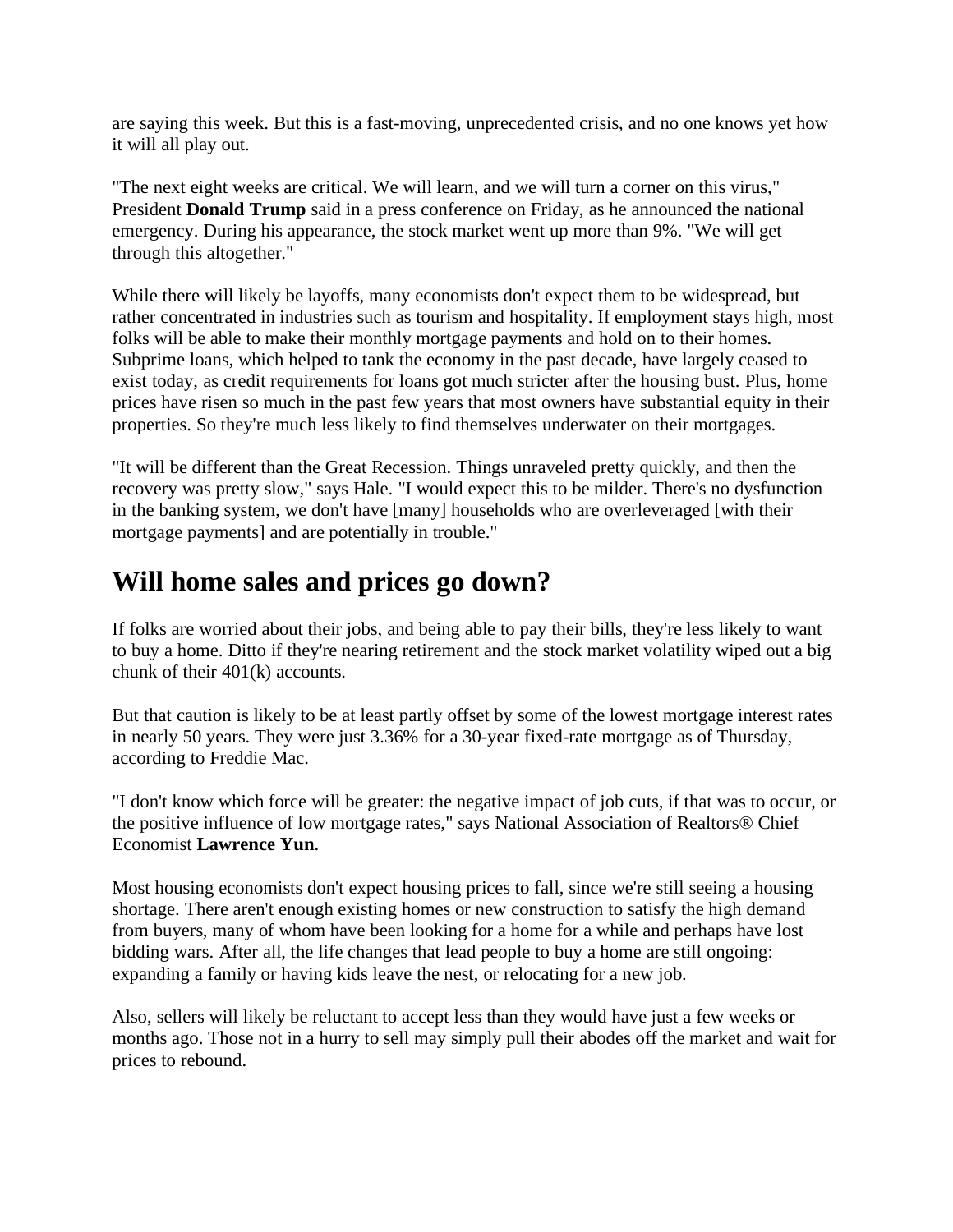are saying this week. But this is a fast-moving, unprecedented crisis, and no one knows yet how it will all play out.

"The next eight weeks are critical. We will learn, and we will turn a corner on this virus," President **Donald Trump** said in a press conference on Friday, as he announced the national emergency. During his appearance, the stock market went up more than 9%. "We will get through this altogether."

While there will likely be layoffs, many economists don't expect them to be widespread, but rather concentrated in industries such as tourism and hospitality. If employment stays high, most folks will be able to make their monthly mortgage payments and hold on to their homes. Subprime loans, which helped to tank the economy in the past decade, have largely ceased to exist today, as credit requirements for loans got much stricter after the housing bust. Plus, home prices have risen so much in the past few years that most owners have substantial equity in their properties. So they're much less likely to find themselves underwater on their mortgages.

"It will be different than the Great Recession. Things unraveled pretty quickly, and then the recovery was pretty slow," says Hale. "I would expect this to be milder. There's no dysfunction in the banking system, we don't have [many] households who are overleveraged [with their mortgage payments] and are potentially in trouble."

## Will home sales and prices go down?

If folks are worried about their jobs, and being able to pay their bills, they're less likely to want to buy a home. Ditto if they're nearing retirement and the stock market volatility wiped out a big chunk of their 401(k) accounts.

But that caution is likely to be at least partly offset by some of the lowest mortgage interest rates in nearly 50 years. They were just 3.36% for a 30-year fixed-rate mortgage as of Thursday, according to Freddie Mac.

"I don't know which force will be greater: the negative impact of job cuts, if that was to occur, or the positive influence of low mortgage rates," says National Association of Realtors® Chief Economist **Lawrence Yun**.

Most housing economists don't expect housing prices to fall, since we're still seeing a housing shortage. There aren't enough existing homes or new construction to satisfy the high demand from buyers, many of whom have been looking for a home for a while and perhaps have lost bidding wars. After all, the life changes that lead people to buy a home are still ongoing: expanding a family or having kids leave the nest, or relocating for a new job.

Also, sellers will likely be reluctant to accept less than they would have just a few weeks or months ago. Those not in a hurry to sell may simply pull their abodes off the market and wait for prices to rebound.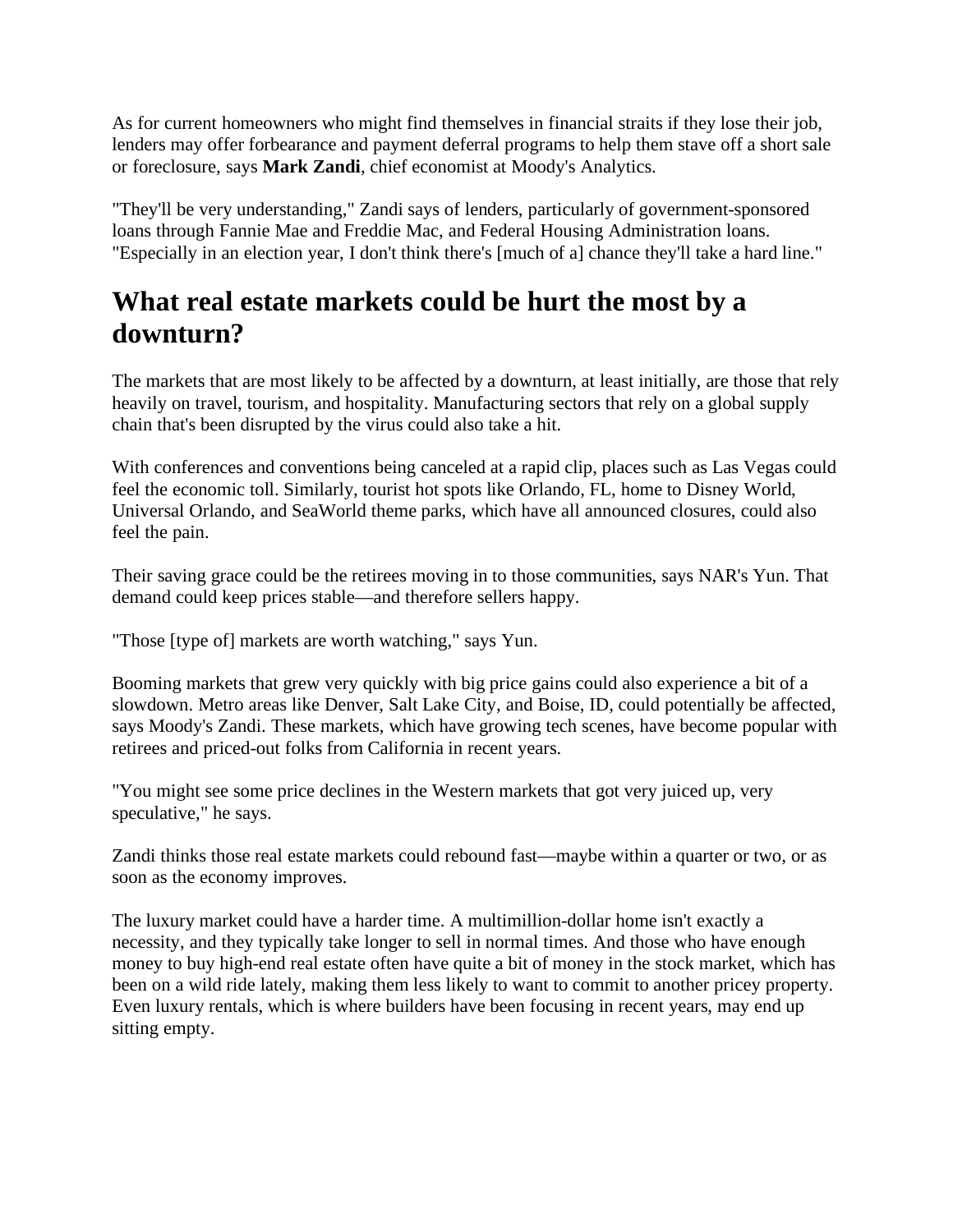As for current homeowners who might find themselves in financial straits if they lose their job, lenders may offer forbearance and payment deferral programs to help them stave off a short sale or foreclosure, says **Mark Zandi**, chief economist at Moody's Analytics.

"They'll be very understanding," Zandi says of lenders, particularly of government-sponsored loans through Fannie Mae and Freddie Mac, and Federal Housing Administration loans. "Especially in an election year, I don't think there's [much of a] chance they'll take a hard line."

## What real estate markets could be hurt the most by a downturn?

The markets that are most likely to be affected by a downturn, at least initially, are those that rely heavily on travel, tourism, and hospitality. Manufacturing sectors that rely on a global supply chain that's been disrupted by the virus could also take a hit.

With conferences and conventions being canceled at a rapid clip, places such as Las Vegas could feel the economic toll. Similarly, tourist hot spots like Orlando, FL, home to Disney World, Universal Orlando, and SeaWorld theme parks, which have all announced closures, could also feel the pain.

Their saving grace could be the retirees moving in to those communities, says NAR's Yun. That demand could keep prices stable—and therefore sellers happy.

"Those [type of] markets are worth watching," says Yun.

Booming markets that grew very quickly with big price gains could also experience a bit of a slowdown. Metro areas like Denver, Salt Lake City, and Boise, ID, could potentially be affected, says Moody's Zandi. These markets, which have growing tech scenes, have become popular with retirees and priced-out folks from California in recent years.

"You might see some price declines in the Western markets that got very juiced up, very speculative," he says.

Zandi thinks those real estate markets could rebound fast—maybe within a quarter or two, or as soon as the economy improves.

The luxury market could have a harder time. A multimillion-dollar home isn't exactly a necessity, and they typically take longer to sell in normal times. And those who have enough money to buy high-end real estate often have quite a bit of money in the stock market, which has been on a wild ride lately, making them less likely to want to commit to another pricey property. Even luxury rentals, which is where builders have been focusing in recent years, may end up sitting empty.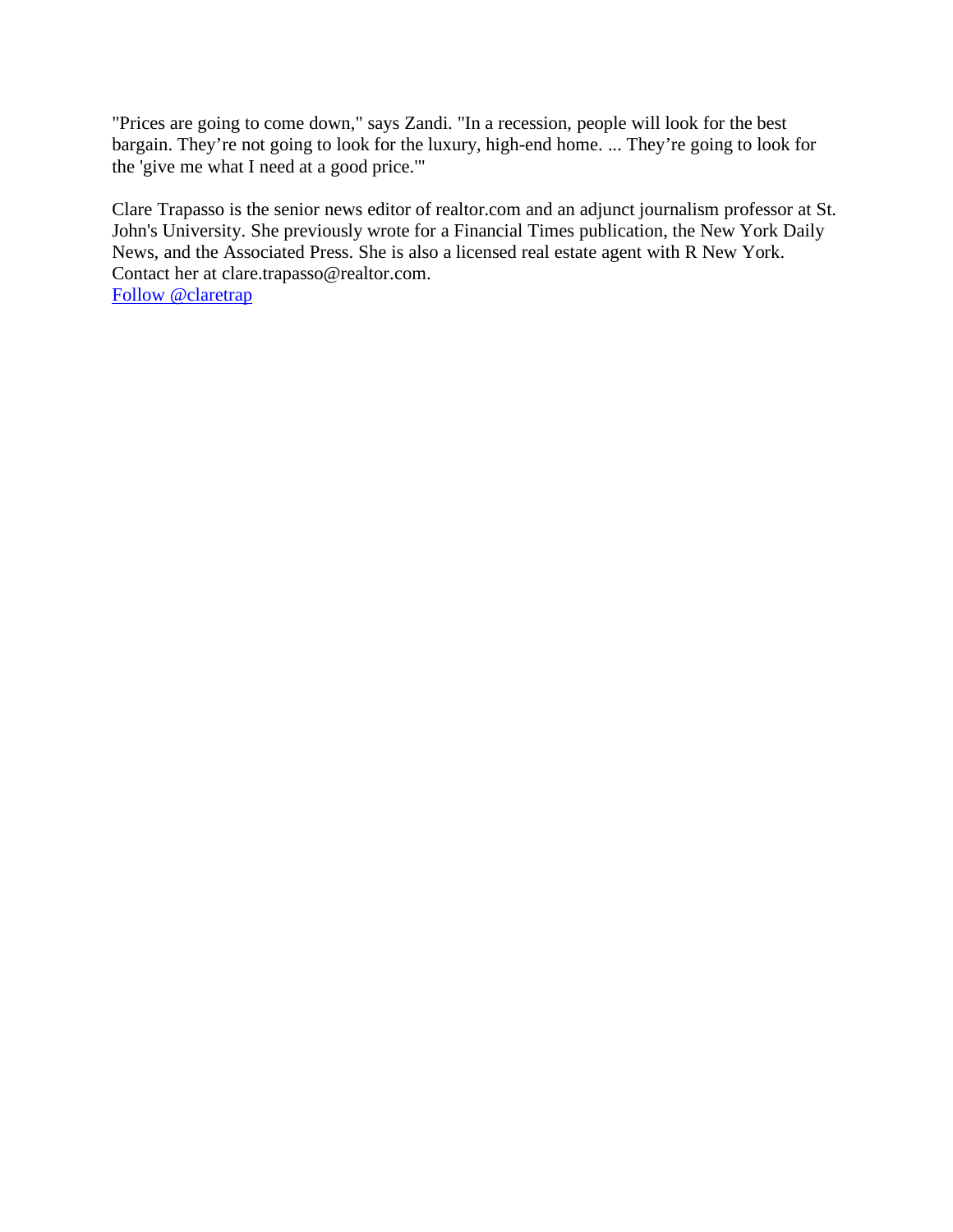"Prices are going to come down," says Zandi. "In a recession, people will look for the best bargain. They're not going to look for the luxury, high-end home. ... They're going to look for the 'give me what I need at a good price.'"

Clare Trapasso is the senior news editor of realtor.com and an adjunct journalism professor at St. John's University. She previously wrote for a Financial Times publication, the New York Daily News, and the Associated Press. She is also a licensed real estate agent with R New York. Contact her at clare.trapasso@realtor.com.
Follow @claretrap